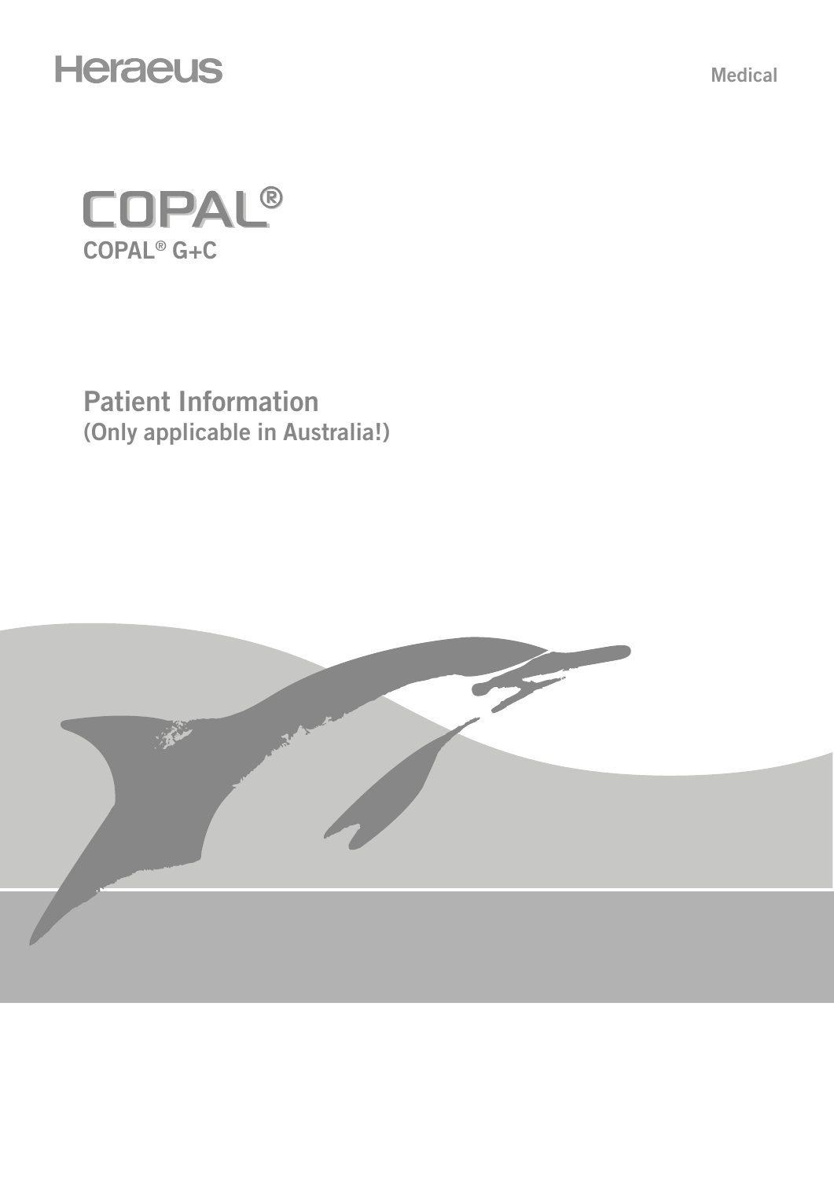Heraeus

Medical

# COPAL®

## COPAL® G+C

## Patient Information

### (Only applicable in Australia!)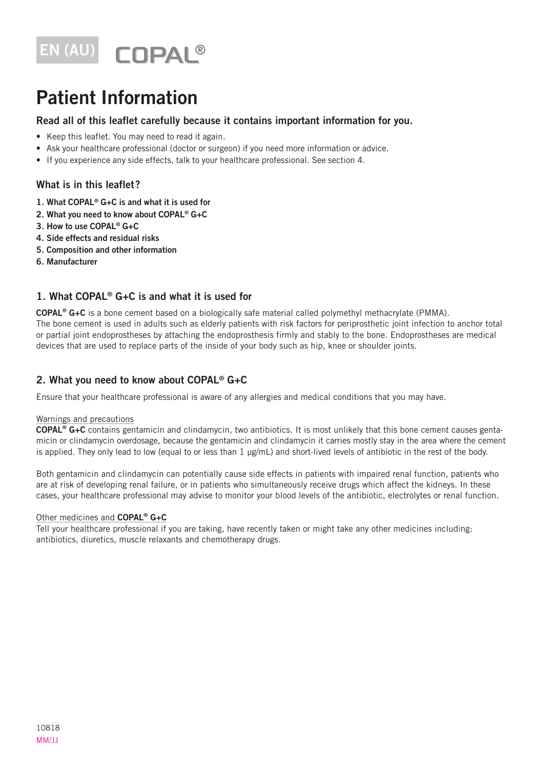EN (AU) COPAL®

# Patient Information

### Read all of this leaflet carefully because it contains important information for you.

- Keep this leaflet. You may need to read it again.
- Ask your healthcare professional (doctor or surgeon) if you need more information or advice.
- If you experience any side effects, talk to your healthcare professional. See section 4.

### What is in this leaflet?

1. **What COPAL® G+C is and what it is used for**
2. **What you need to know about COPAL® G+C**
3. **How to use COPAL® G+C**
4. **Side effects and residual risks**
5. **Composition and other information**
6. **Manufacturer**

## 1. What COPAL® G+C is and what it is used for

**COPAL® G+C** is a bone cement based on a biologically safe material called polymethyl methacrylate (PMMA).
The bone cement is used in adults such as elderly patients with risk factors for periprosthetic joint infection to anchor total or partial joint endoprostheses by attaching the endoprosthesis firmly and stably to the bone. Endoprostheses are medical devices that are used to replace parts of the inside of your body such as hip, knee or shoulder joints.

## 2. What you need to know about COPAL® G+C

Ensure that your healthcare professional is aware of any allergies and medical conditions that you may have.

Warnings and precautions

**COPAL® G+C** contains gentamicin and clindamycin, two antibiotics. It is most unlikely that this bone cement causes gentamicin or clindamycin overdosage, because the gentamicin and clindamycin it carries mostly stay in the area where the cement is applied. They only lead to low (equal to or less than 1 µg/mL) and short-lived levels of antibiotic in the rest of the body.

Both gentamicin and clindamycin can potentially cause side effects in patients with impaired renal function, patients who are at risk of developing renal failure, or in patients who simultaneously receive drugs which affect the kidneys. In these cases, your healthcare professional may advise to monitor your blood levels of the antibiotic, electrolytes or renal function.

Other medicines and **COPAL® G+C**

Tell your healthcare professional if you are taking, have recently taken or might take any other medicines including: antibiotics, diuretics, muscle relaxants and chemotherapy drugs.

10818
MM/JJ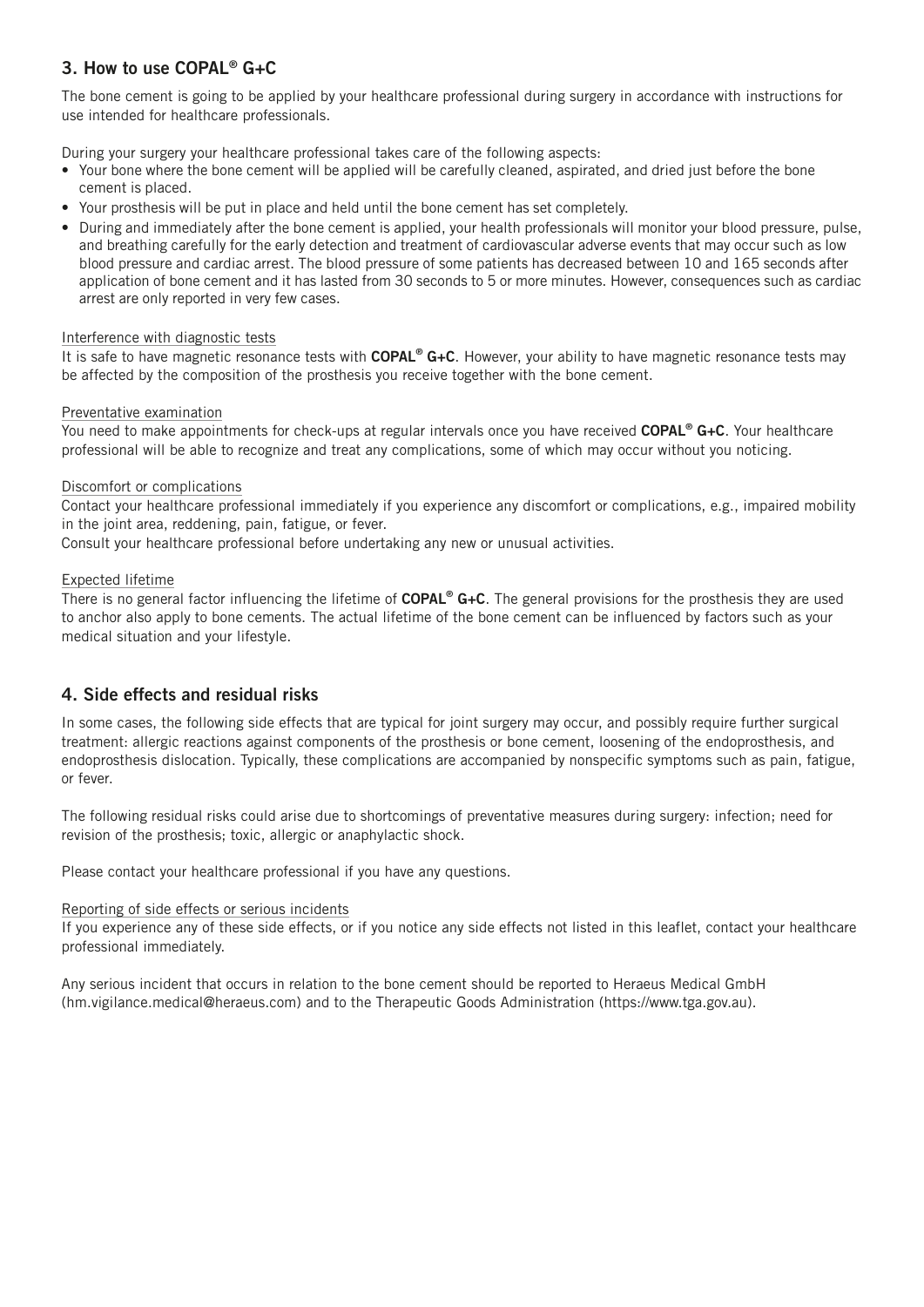## 3. How to use COPAL® G+C

The bone cement is going to be applied by your healthcare professional during surgery in accordance with instructions for use intended for healthcare professionals.

During your surgery your healthcare professional takes care of the following aspects:

- Your bone where the bone cement will be applied will be carefully cleaned, aspirated, and dried just before the bone cement is placed.
- Your prosthesis will be put in place and held until the bone cement has set completely.
- During and immediately after the bone cement is applied, your health professionals will monitor your blood pressure, pulse, and breathing carefully for the early detection and treatment of cardiovascular adverse events that may occur such as low blood pressure and cardiac arrest. The blood pressure of some patients has decreased between 10 and 165 seconds after application of bone cement and it has lasted from 30 seconds to 5 or more minutes. However, consequences such as cardiac arrest are only reported in very few cases.

Interference with diagnostic tests

It is safe to have magnetic resonance tests with **COPAL® G+C**. However, your ability to have magnetic resonance tests may be affected by the composition of the prosthesis you receive together with the bone cement.

Preventative examination

You need to make appointments for check-ups at regular intervals once you have received **COPAL® G+C**. Your healthcare professional will be able to recognize and treat any complications, some of which may occur without you noticing.

Discomfort or complications

Contact your healthcare professional immediately if you experience any discomfort or complications, e.g., impaired mobility in the joint area, reddening, pain, fatigue, or fever.

Consult your healthcare professional before undertaking any new or unusual activities.

Expected lifetime

There is no general factor influencing the lifetime of **COPAL® G+C**. The general provisions for the prosthesis they are used to anchor also apply to bone cements. The actual lifetime of the bone cement can be influenced by factors such as your medical situation and your lifestyle.

## 4. Side effects and residual risks

In some cases, the following side effects that are typical for joint surgery may occur, and possibly require further surgical treatment: allergic reactions against components of the prosthesis or bone cement, loosening of the endoprosthesis, and endoprosthesis dislocation. Typically, these complications are accompanied by nonspecific symptoms such as pain, fatigue, or fever.

The following residual risks could arise due to shortcomings of preventative measures during surgery: infection; need for revision of the prosthesis; toxic, allergic or anaphylactic shock.

Please contact your healthcare professional if you have any questions.

Reporting of side effects or serious incidents

If you experience any of these side effects, or if you notice any side effects not listed in this leaflet, contact your healthcare professional immediately.

Any serious incident that occurs in relation to the bone cement should be reported to Heraeus Medical GmbH (hm.vigilance.medical@heraeus.com) and to the Therapeutic Goods Administration (https://www.tga.gov.au).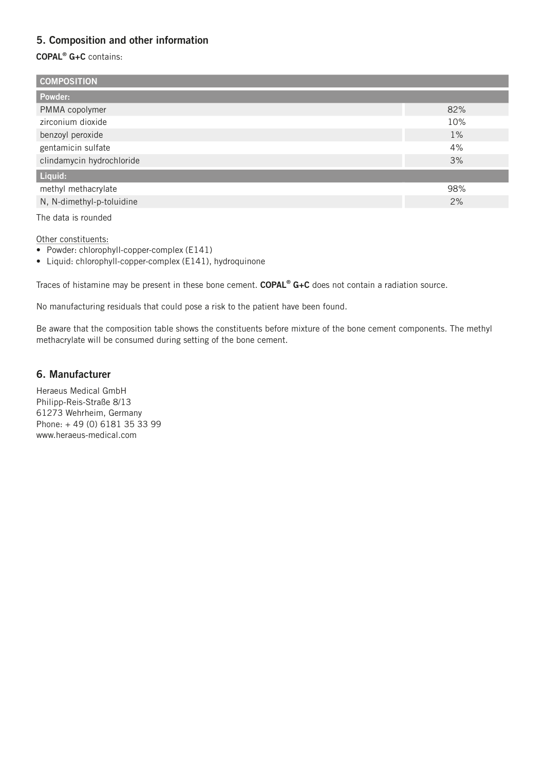## 5. Composition and other information

**COPAL® G+C** contains:

| COMPOSITION | |
|---|---|
| **Powder:** | |
| PMMA copolymer | 82% |
| zirconium dioxide | 10% |
| benzoyl peroxide | 1% |
| gentamicin sulfate | 4% |
| clindamycin hydrochloride | 3% |
| **Liquid:** | |
| methyl methacrylate | 98% |
| N, N-dimethyl-p-toluidine | 2% |

The data is rounded

Other constituents:

- Powder: chlorophyll-copper-complex (E141)
- Liquid: chlorophyll-copper-complex (E141), hydroquinone

Traces of histamine may be present in these bone cement. **COPAL® G+C** does not contain a radiation source.

No manufacturing residuals that could pose a risk to the patient have been found.

Be aware that the composition table shows the constituents before mixture of the bone cement components. The methyl methacrylate will be consumed during setting of the bone cement.

## 6. Manufacturer

Heraeus Medical GmbH
Philipp-Reis-Straße 8/13
61273 Wehrheim, Germany
Phone: + 49 (0) 6181 35 33 99
www.heraeus-medical.com